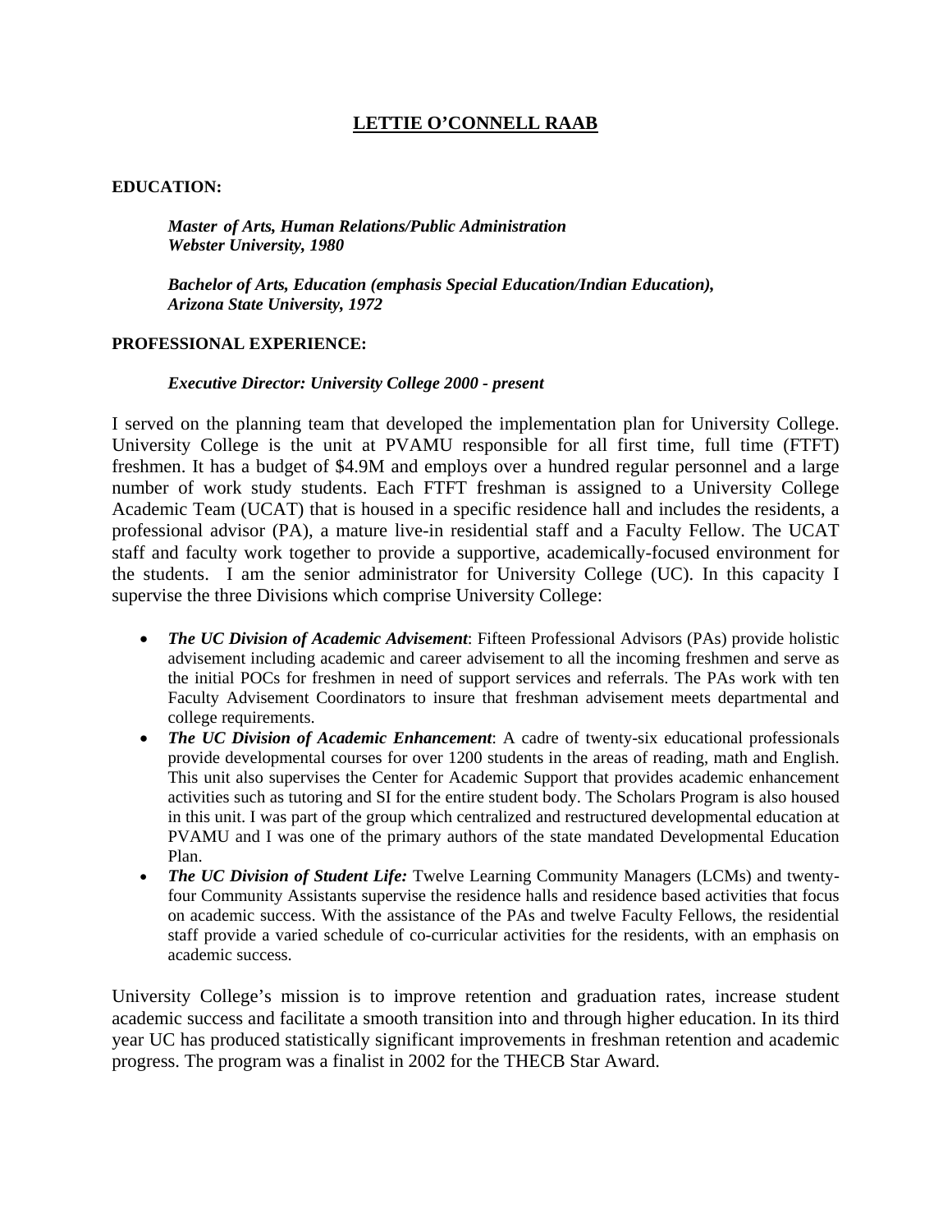# LETTIE O'CONNELL RAAB

**EDUCATION:**

***Master of Arts, Human Relations/Public Administration***
***Webster University, 1980***

***Bachelor of Arts, Education (emphasis Special Education/Indian Education),***
***Arizona State University, 1972***

**PROFESSIONAL EXPERIENCE:**

***Executive Director: University College 2000 - present***

I served on the planning team that developed the implementation plan for University College. University College is the unit at PVAMU responsible for all first time, full time (FTFT) freshmen. It has a budget of $4.9M and employs over a hundred regular personnel and a large number of work study students. Each FTFT freshman is assigned to a University College Academic Team (UCAT) that is housed in a specific residence hall and includes the residents, a professional advisor (PA), a mature live-in residential staff and a Faculty Fellow. The UCAT staff and faculty work together to provide a supportive, academically-focused environment for the students. I am the senior administrator for University College (UC). In this capacity I supervise the three Divisions which comprise University College:

- ***The UC Division of Academic Advisement***: Fifteen Professional Advisors (PAs) provide holistic advisement including academic and career advisement to all the incoming freshmen and serve as the initial POCs for freshmen in need of support services and referrals. The PAs work with ten Faculty Advisement Coordinators to insure that freshman advisement meets departmental and college requirements.
- ***The UC Division of Academic Enhancement***: A cadre of twenty-six educational professionals provide developmental courses for over 1200 students in the areas of reading, math and English. This unit also supervises the Center for Academic Support that provides academic enhancement activities such as tutoring and SI for the entire student body. The Scholars Program is also housed in this unit. I was part of the group which centralized and restructured developmental education at PVAMU and I was one of the primary authors of the state mandated Developmental Education Plan.
- ***The UC Division of Student Life:*** Twelve Learning Community Managers (LCMs) and twenty-four Community Assistants supervise the residence halls and residence based activities that focus on academic success. With the assistance of the PAs and twelve Faculty Fellows, the residential staff provide a varied schedule of co-curricular activities for the residents, with an emphasis on academic success.

University College's mission is to improve retention and graduation rates, increase student academic success and facilitate a smooth transition into and through higher education. In its third year UC has produced statistically significant improvements in freshman retention and academic progress. The program was a finalist in 2002 for the THECB Star Award.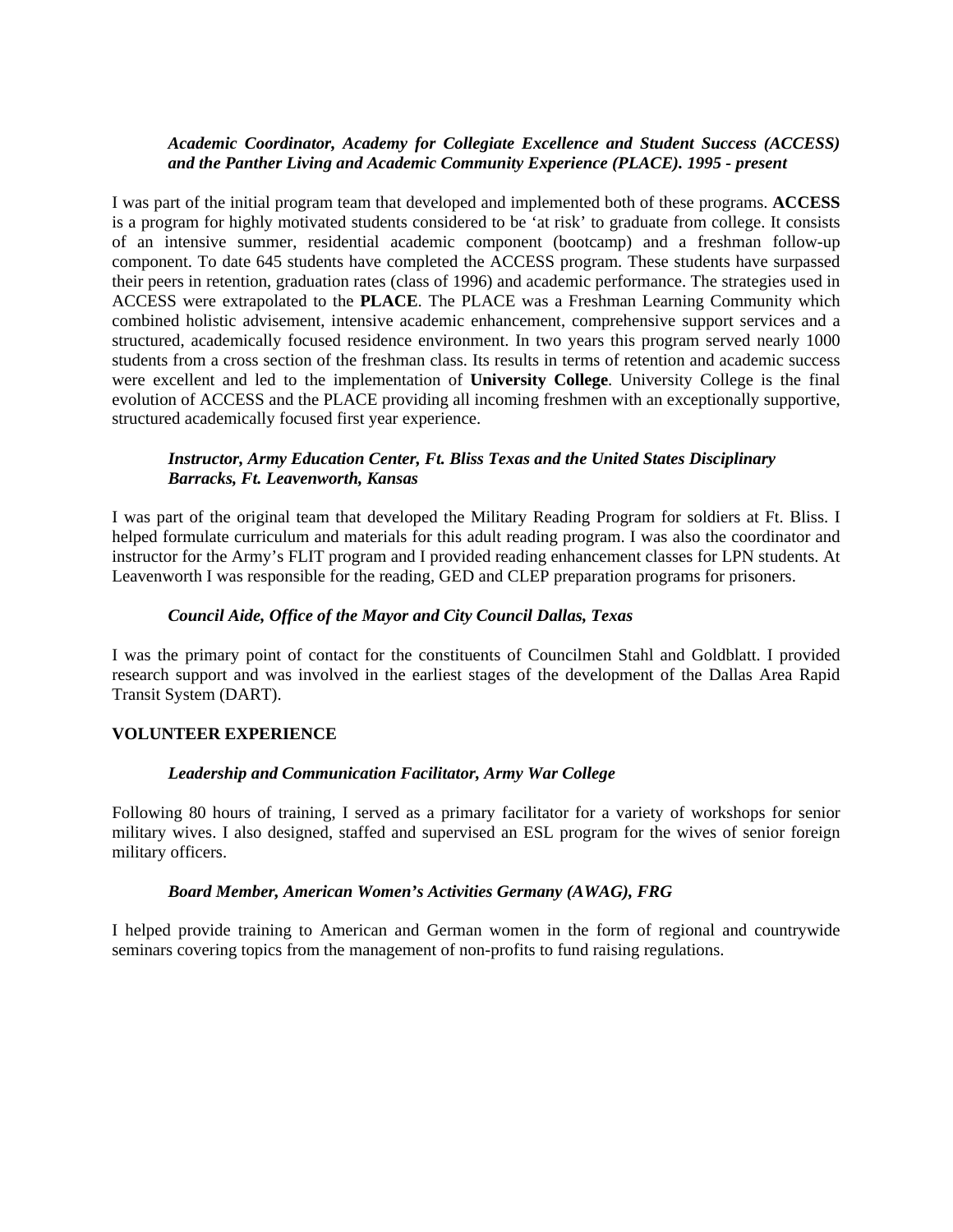***Academic Coordinator, Academy for Collegiate Excellence and Student Success (ACCESS) and the Panther Living and Academic Community Experience (PLACE). 1995 - present***

I was part of the initial program team that developed and implemented both of these programs. **ACCESS** is a program for highly motivated students considered to be 'at risk' to graduate from college. It consists of an intensive summer, residential academic component (bootcamp) and a freshman follow-up component. To date 645 students have completed the ACCESS program. These students have surpassed their peers in retention, graduation rates (class of 1996) and academic performance. The strategies used in ACCESS were extrapolated to the **PLACE**. The PLACE was a Freshman Learning Community which combined holistic advisement, intensive academic enhancement, comprehensive support services and a structured, academically focused residence environment. In two years this program served nearly 1000 students from a cross section of the freshman class. Its results in terms of retention and academic success were excellent and led to the implementation of **University College**. University College is the final evolution of ACCESS and the PLACE providing all incoming freshmen with an exceptionally supportive, structured academically focused first year experience.

***Instructor, Army Education Center, Ft. Bliss Texas and the United States Disciplinary Barracks, Ft. Leavenworth, Kansas***

I was part of the original team that developed the Military Reading Program for soldiers at Ft. Bliss. I helped formulate curriculum and materials for this adult reading program. I was also the coordinator and instructor for the Army's FLIT program and I provided reading enhancement classes for LPN students. At Leavenworth I was responsible for the reading, GED and CLEP preparation programs for prisoners.

***Council Aide, Office of the Mayor and City Council Dallas, Texas***

I was the primary point of contact for the constituents of Councilmen Stahl and Goldblatt. I provided research support and was involved in the earliest stages of the development of the Dallas Area Rapid Transit System (DART).

**VOLUNTEER EXPERIENCE**

***Leadership and Communication Facilitator, Army War College***

Following 80 hours of training, I served as a primary facilitator for a variety of workshops for senior military wives. I also designed, staffed and supervised an ESL program for the wives of senior foreign military officers.

***Board Member, American Women's Activities Germany (AWAG), FRG***

I helped provide training to American and German women in the form of regional and countrywide seminars covering topics from the management of non-profits to fund raising regulations.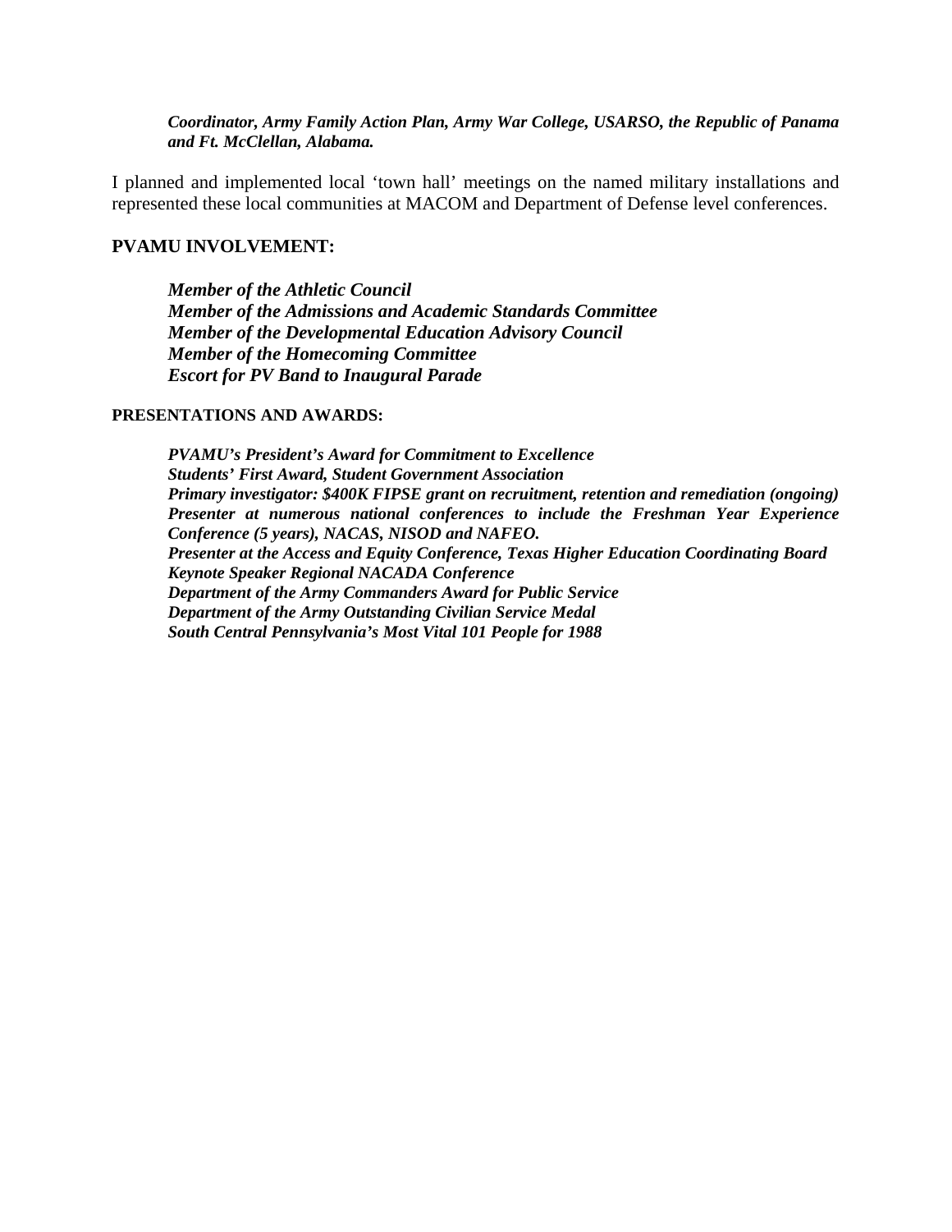***Coordinator, Army Family Action Plan, Army War College, USARSO, the Republic of Panama and Ft. McClellan, Alabama.***

I planned and implemented local 'town hall' meetings on the named military installations and represented these local communities at MACOM and Department of Defense level conferences.

## PVAMU INVOLVEMENT:

***Member of the Athletic Council***
***Member of the Admissions and Academic Standards Committee***
***Member of the Developmental Education Advisory Council***
***Member of the Homecoming Committee***
***Escort for PV Band to Inaugural Parade***

### PRESENTATIONS AND AWARDS:

***PVAMU's President's Award for Commitment to Excellence***
***Students' First Award, Student Government Association***
***Primary investigator: $400K FIPSE grant on recruitment, retention and remediation (ongoing)***
***Presenter at numerous national conferences to include the Freshman Year Experience Conference (5 years), NACAS, NISOD and NAFEO.***
***Presenter at the Access and Equity Conference, Texas Higher Education Coordinating Board***
***Keynote Speaker Regional NACADA Conference***
***Department of the Army Commanders Award for Public Service***
***Department of the Army Outstanding Civilian Service Medal***
***South Central Pennsylvania's Most Vital 101 People for 1988***